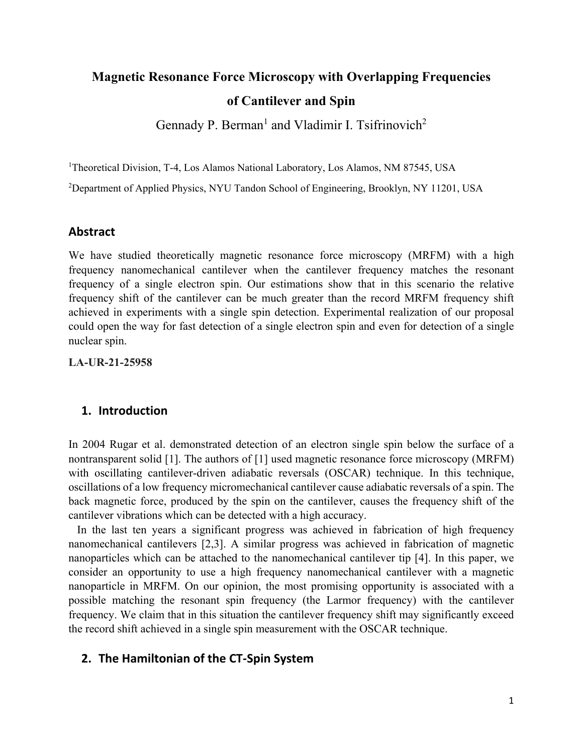# Magnetic Resonance Force Microscopy with Overlapping Frequencies of Cantilever and Spin

Gennady P. Berman[1] and Vladimir I. Tsifrinovich[2]

[1]Theoretical Division, T-4, Los Alamos National Laboratory, Los Alamos, NM 87545, USA

[2]Department of Applied Physics, NYU Tandon School of Engineering, Brooklyn, NY 11201, USA

## Abstract

We have studied theoretically magnetic resonance force microscopy (MRFM) with a high frequency nanomechanical cantilever when the cantilever frequency matches the resonant frequency of a single electron spin. Our estimations show that in this scenario the relative frequency shift of the cantilever can be much greater than the record MRFM frequency shift achieved in experiments with a single spin detection. Experimental realization of our proposal could open the way for fast detection of a single electron spin and even for detection of a single nuclear spin.

**LA-UR-21-25958**

## 1. Introduction

In 2004 Rugar et al. demonstrated detection of an electron single spin below the surface of a nontransparent solid [1]. The authors of [1] used magnetic resonance force microscopy (MRFM) with oscillating cantilever-driven adiabatic reversals (OSCAR) technique. In this technique, oscillations of a low frequency micromechanical cantilever cause adiabatic reversals of a spin. The back magnetic force, produced by the spin on the cantilever, causes the frequency shift of the cantilever vibrations which can be detected with a high accuracy.

In the last ten years a significant progress was achieved in fabrication of high frequency nanomechanical cantilevers [2,3]. A similar progress was achieved in fabrication of magnetic nanoparticles which can be attached to the nanomechanical cantilever tip [4]. In this paper, we consider an opportunity to use a high frequency nanomechanical cantilever with a magnetic nanoparticle in MRFM. On our opinion, the most promising opportunity is associated with a possible matching the resonant spin frequency (the Larmor frequency) with the cantilever frequency. We claim that in this situation the cantilever frequency shift may significantly exceed the record shift achieved in a single spin measurement with the OSCAR technique.

## 2. The Hamiltonian of the CT-Spin System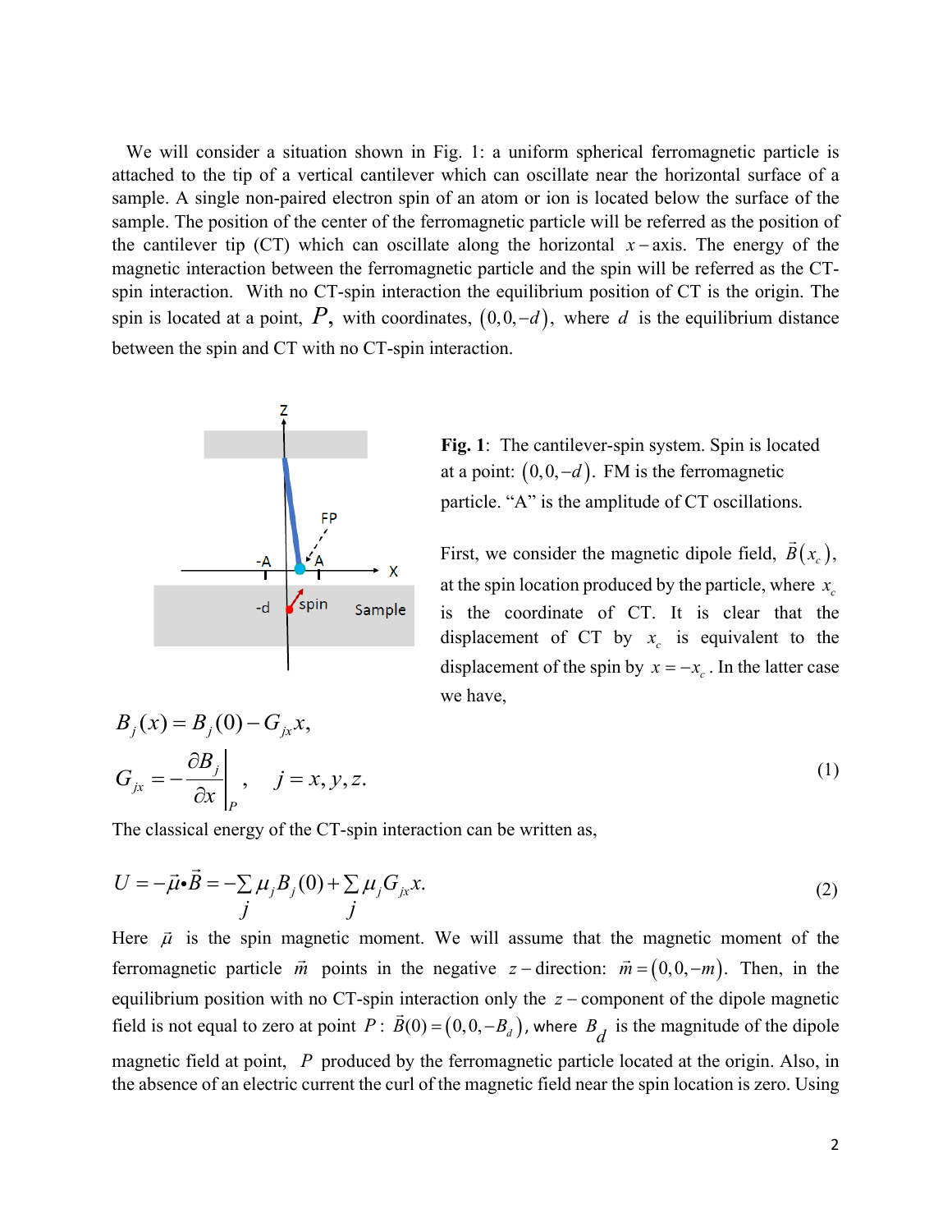We will consider a situation shown in Fig. 1: a uniform spherical ferromagnetic particle is attached to the tip of a vertical cantilever which can oscillate near the horizontal surface of a sample. A single non-paired electron spin of an atom or ion is located below the surface of the sample. The position of the center of the ferromagnetic particle will be referred as the position of the cantilever tip (CT) which can oscillate along the horizontal $x-$axis. The energy of the magnetic interaction between the ferromagnetic particle and the spin will be referred as the CT-spin interaction. With no CT-spin interaction the equilibrium position of CT is the origin. The spin is located at a point, $P$, with coordinates, $(0,0,-d)$, where $d$ is the equilibrium distance between the spin and CT with no CT-spin interaction.

**Fig. 1**: The cantilever-spin system. Spin is located at a point: $(0,0,-d)$. FM is the ferromagnetic particle. "A" is the amplitude of CT oscillations.

First, we consider the magnetic dipole field, $\vec{B}(x_c)$, at the spin location produced by the particle, where $x_c$ is the coordinate of CT. It is clear that the displacement of CT by $x_c$ is equivalent to the displacement of the spin by $x=-x_c$. In the latter case we have,

$$
\begin{aligned}
&B_j(x) = B_j(0) - G_{jx}x, \\
&G_{jx} = -\left.\frac{\partial B_j}{\partial x}\right|_P, \quad j = x, y, z.
\end{aligned}
\tag{1}
$$

The classical energy of the CT-spin interaction can be written as,

$$
U = -\vec{\mu}\cdot\vec{B} = -\sum_j \mu_j B_j(0) + \sum_j \mu_j G_{jx}x. \tag{2}
$$

Here $\vec{\mu}$ is the spin magnetic moment. We will assume that the magnetic moment of the ferromagnetic particle $\vec{m}$ points in the negative $z-$direction: $\vec{m}=(0,0,-m)$. Then, in the equilibrium position with no CT-spin interaction only the $z-$component of the dipole magnetic field is not equal to zero at point $P$: $\vec{B}(0)=(0,0,-B_d)$, where $B_d$ is the magnitude of the dipole magnetic field at point, $P$ produced by the ferromagnetic particle located at the origin. Also, in the absence of an electric current the curl of the magnetic field near the spin location is zero. Using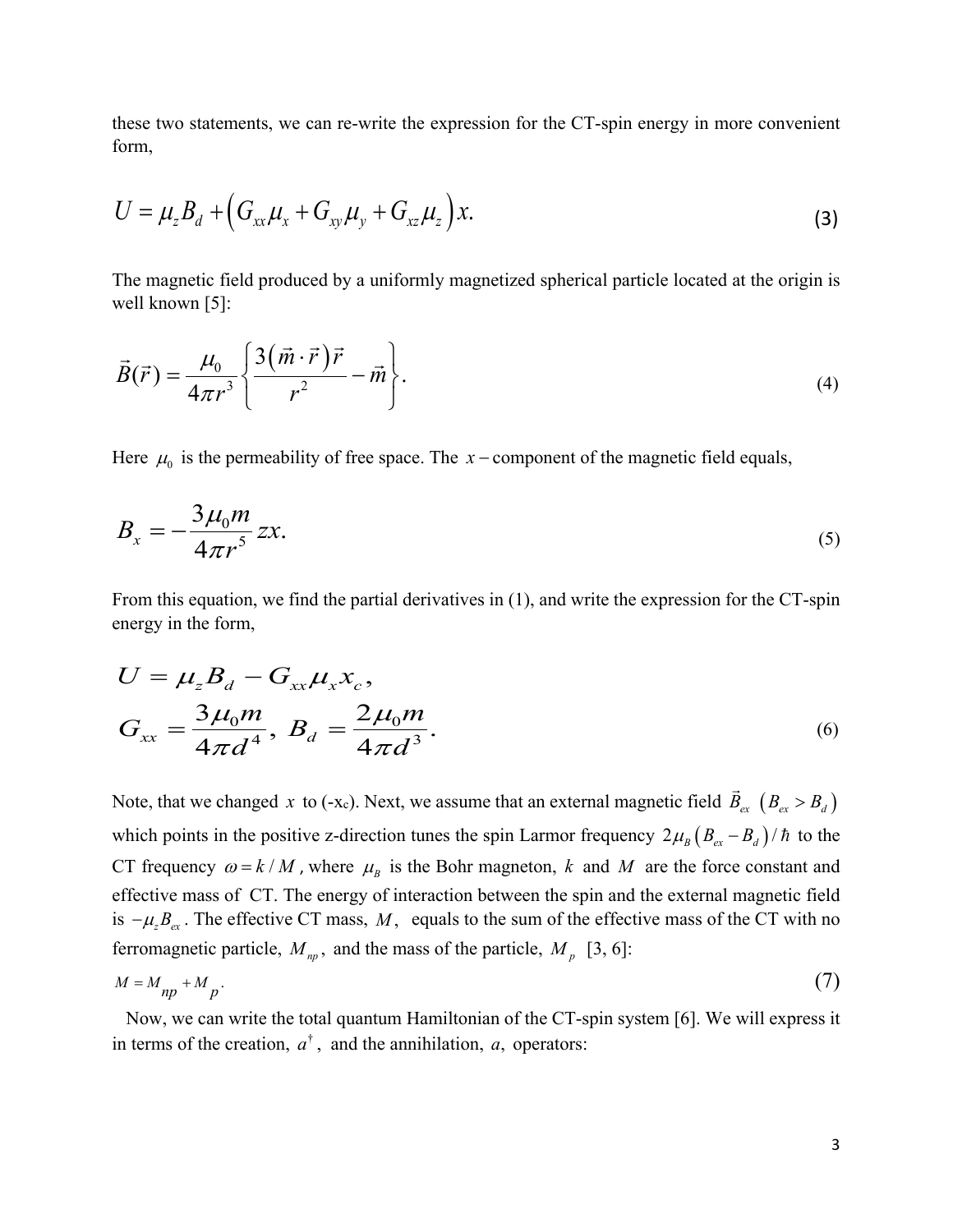these two statements, we can re-write the expression for the CT-spin energy in more convenient form,

$$U = \mu_z B_d + \left( G_{xx}\mu_x + G_{xy}\mu_y + G_{xz}\mu_z \right) x. \tag{3}$$

The magnetic field produced by a uniformly magnetized spherical particle located at the origin is well known [5]:

$$\vec{B}(\vec{r}) = \frac{\mu_0}{4\pi r^3} \left\{ \frac{3\left(\vec{m}\cdot\vec{r}\right)\vec{r}}{r^2} - \vec{m} \right\}. \tag{4}$$

Here $\mu_0$ is the permeability of free space. The $x-$component of the magnetic field equals,

$$B_x = -\frac{3\mu_0 m}{4\pi r^5} zx. \tag{5}$$

From this equation, we find the partial derivatives in (1), and write the expression for the CT-spin energy in the form,

$$U = \mu_z B_d - G_{xx}\mu_x x_c,$$
$$G_{xx} = \frac{3\mu_0 m}{4\pi d^4},\ B_d = \frac{2\mu_0 m}{4\pi d^3}. \tag{6}$$

Note, that we changed $x$ to (-$x_c$). Next, we assume that an external magnetic field $\vec{B}_{ex}$ $\left(B_{ex} > B_d\right)$ which points in the positive z-direction tunes the spin Larmor frequency $2\mu_B\left(B_{ex} - B_d\right)/\hbar$ to the CT frequency $\omega = k/M$, where $\mu_B$ is the Bohr magneton, $k$ and $M$ are the force constant and effective mass of CT. The energy of interaction between the spin and the external magnetic field is $-\mu_z B_{ex}$. The effective CT mass, $M$, equals to the sum of the effective mass of the CT with no ferromagnetic particle, $M_{np}$, and the mass of the particle, $M_p$ [3, 6]:

$$M = M_{np} + M_p. \tag{7}$$

Now, we can write the total quantum Hamiltonian of the CT-spin system [6]. We will express it in terms of the creation, $a^\dagger$, and the annihilation, $a$, operators: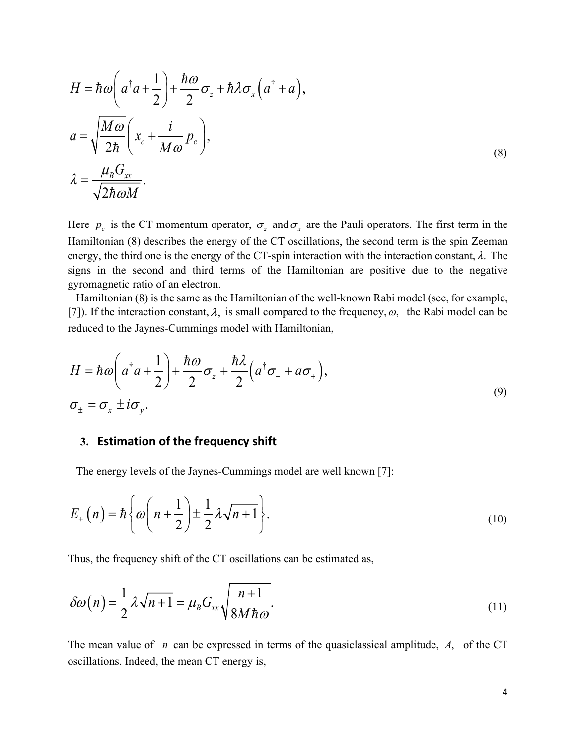$$
\begin{aligned}
&H = \hbar\omega\left(a^{\dagger}a + \frac{1}{2}\right) + \frac{\hbar\omega}{2}\sigma_z + \hbar\lambda\sigma_x\left(a^{\dagger} + a\right), \\
&a = \sqrt{\frac{M\omega}{2\hbar}}\left(x_c + \frac{i}{M\omega}p_c\right), \\
&\lambda = \frac{\mu_B G_{xx}}{\sqrt{2\hbar\omega M}}.
\end{aligned}
\tag{8}
$$

Here $p_c$ is the CT momentum operator, $\sigma_z$ and $\sigma_x$ are the Pauli operators. The first term in the Hamiltonian (8) describes the energy of the CT oscillations, the second term is the spin Zeeman energy, the third one is the energy of the CT-spin interaction with the interaction constant, $\lambda$. The signs in the second and third terms of the Hamiltonian are positive due to the negative gyromagnetic ratio of an electron.

Hamiltonian (8) is the same as the Hamiltonian of the well-known Rabi model (see, for example, [7]). If the interaction constant, $\lambda$, is small compared to the frequency, $\omega$, the Rabi model can be reduced to the Jaynes-Cummings model with Hamiltonian,

$$
\begin{aligned}
&H = \hbar\omega\left(a^{\dagger}a + \frac{1}{2}\right) + \frac{\hbar\omega}{2}\sigma_z + \frac{\hbar\lambda}{2}\left(a^{\dagger}\sigma_- + a\sigma_+\right), \\
&\sigma_{\pm} = \sigma_x \pm i\sigma_y.
\end{aligned}
\tag{9}
$$

## 3. Estimation of the frequency shift

The energy levels of the Jaynes-Cummings model are well known [7]:

$$
E_{\pm}(n) = \hbar\left\{\omega\left(n + \frac{1}{2}\right) \pm \frac{1}{2}\lambda\sqrt{n+1}\right\}. \tag{10}
$$

Thus, the frequency shift of the CT oscillations can be estimated as,

$$
\delta\omega(n) = \frac{1}{2}\lambda\sqrt{n+1} = \mu_B G_{xx}\sqrt{\frac{n+1}{8M\hbar\omega}}. \tag{11}
$$

The mean value of $n$ can be expressed in terms of the quasiclassical amplitude, $A$, of the CT oscillations. Indeed, the mean CT energy is,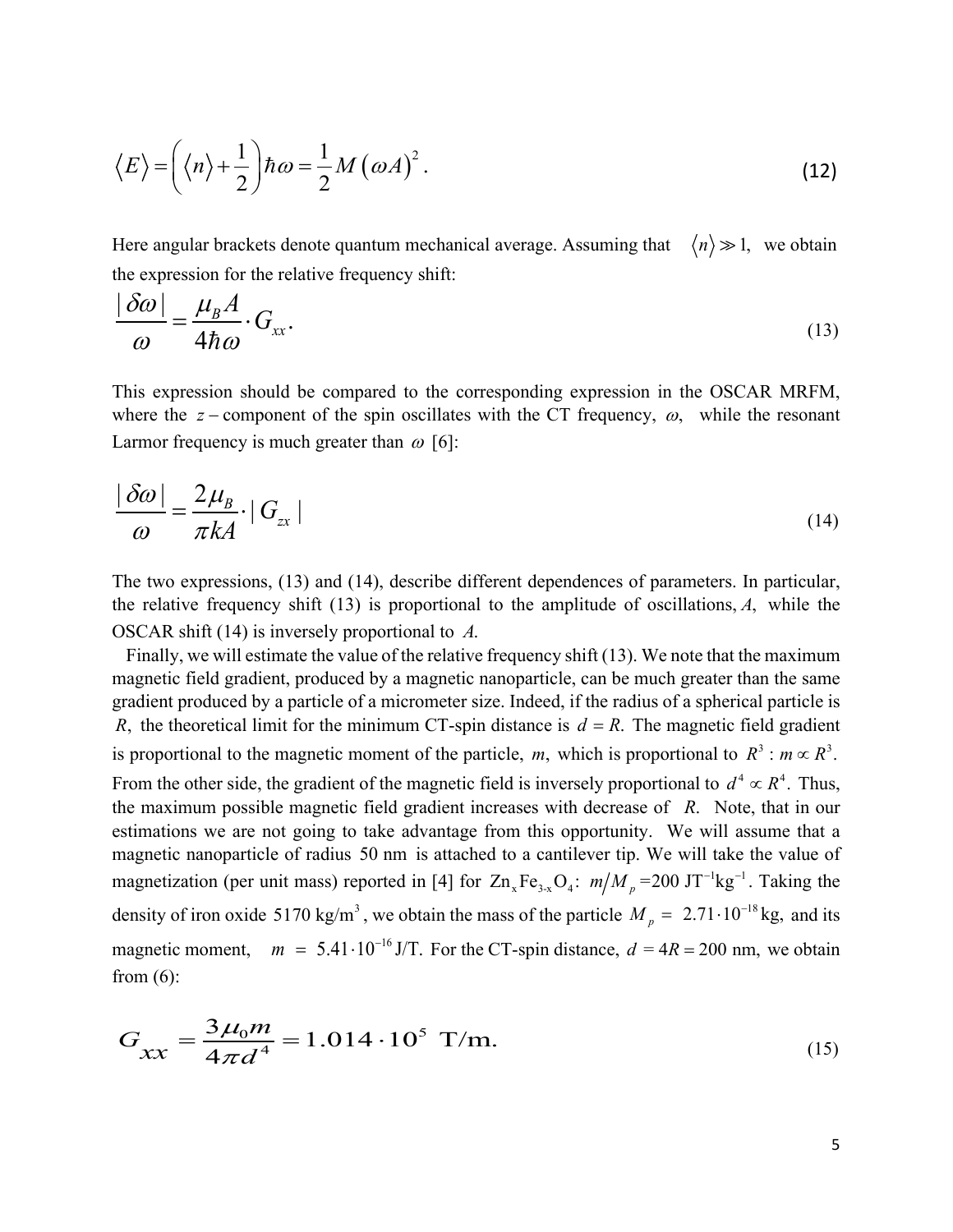$$\langle E \rangle = \left( \langle n \rangle + \frac{1}{2} \right) \hbar \omega = \frac{1}{2} M \left( \omega A \right)^2 . \tag{12}$$

Here angular brackets denote quantum mechanical average. Assuming that $\langle n \rangle \gg 1,$ we obtain the expression for the relative frequency shift:

$$\frac{|\delta\omega|}{\omega} = \frac{\mu_B A}{4\hbar\omega} \cdot G_{xx}. \tag{13}$$

This expression should be compared to the corresponding expression in the OSCAR MRFM, where the $z-$component of the spin oscillates with the CT frequency, $\omega,$ while the resonant Larmor frequency is much greater than $\omega$ [6]:

$$\frac{|\delta\omega|}{\omega} = \frac{2\mu_B}{\pi k A} \cdot |G_{zx}| \tag{14}$$

The two expressions, (13) and (14), describe different dependences of parameters. In particular, the relative frequency shift (13) is proportional to the amplitude of oscillations, $A,$ while the OSCAR shift (14) is inversely proportional to $A.$

Finally, we will estimate the value of the relative frequency shift (13). We note that the maximum magnetic field gradient, produced by a magnetic nanoparticle, can be much greater than the same gradient produced by a particle of a micrometer size. Indeed, if the radius of a spherical particle is $R,$ the theoretical limit for the minimum CT-spin distance is $d = R.$ The magnetic field gradient is proportional to the magnetic moment of the particle, $m,$ which is proportional to $R^3$ : $m \propto R^3.$ From the other side, the gradient of the magnetic field is inversely proportional to $d^4 \propto R^4.$ Thus, the maximum possible magnetic field gradient increases with decrease of $R.$ Note, that in our estimations we are not going to take advantage from this opportunity. We will assume that a magnetic nanoparticle of radius 50 nm is attached to a cantilever tip. We will take the value of magnetization (per unit mass) reported in [4] for $Zn_xFe_{3-x}O_4$: $m/M_p$ =200 $JT^{-1}kg^{-1}$. Taking the density of iron oxide 5170 $kg/m^3$, we obtain the mass of the particle $M_p = 2.71 \cdot 10^{-18}$ kg, and its magnetic moment, $m = 5.41 \cdot 10^{-16}$ J/T. For the CT-spin distance, $d = 4R = 200$ nm, we obtain from (6):

$$G_{xx} = \frac{3\mu_0 m}{4\pi d^4} = 1.014 \cdot 10^5 \text{ T/m.} \tag{15}$$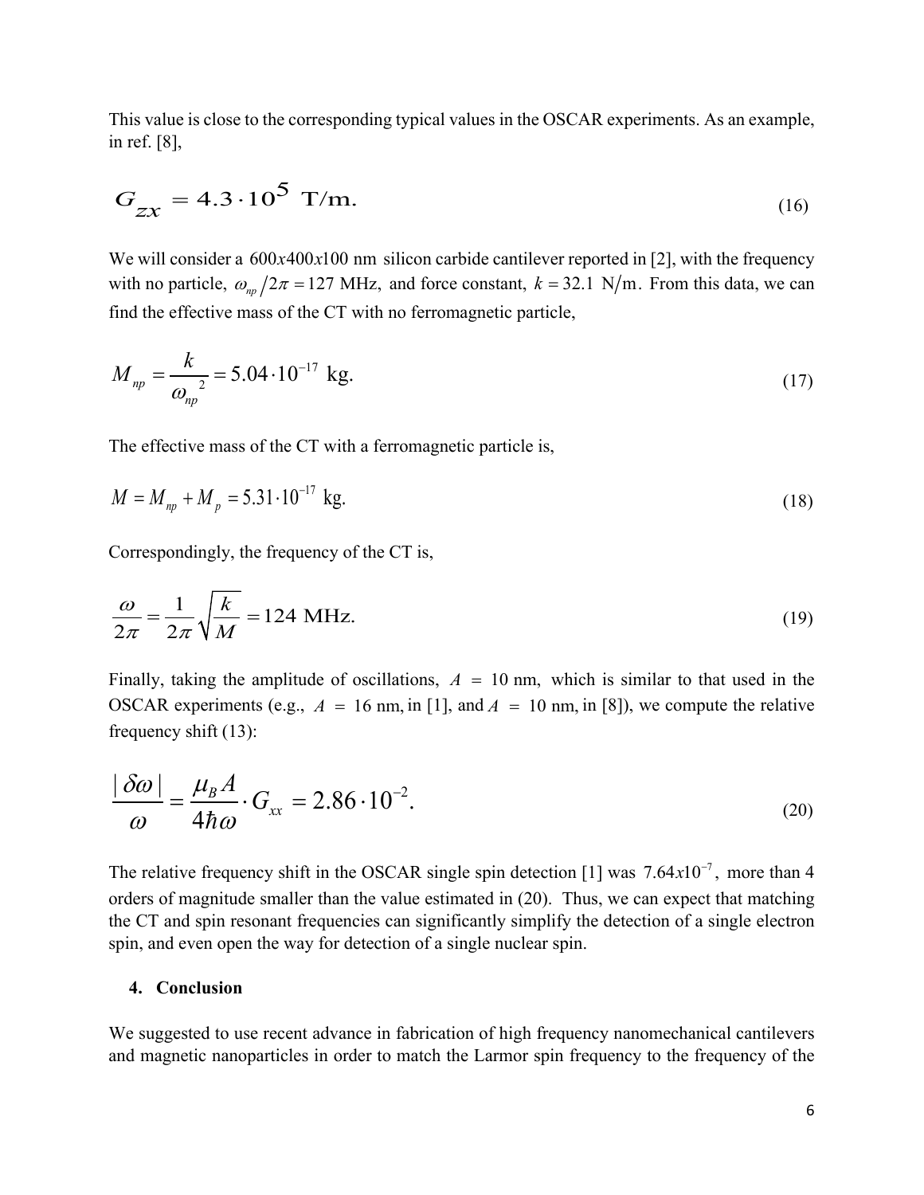This value is close to the corresponding typical values in the OSCAR experiments. As an example, in ref. [8],

$$G_{zx} = 4.3 \cdot 10^5 \text{ T/m.} \tag{16}$$

We will consider a $600x400x100$ nm silicon carbide cantilever reported in [2], with the frequency with no particle, $\omega_{np}/2\pi = 127$ MHz, and force constant, $k = 32.1$ N/m. From this data, we can find the effective mass of the CT with no ferromagnetic particle,

$$M_{np} = \frac{k}{\omega_{np}^{\;2}} = 5.04 \cdot 10^{-17} \text{ kg.} \tag{17}$$

The effective mass of the CT with a ferromagnetic particle is,

$$M = M_{np} + M_p = 5.31 \cdot 10^{-17} \text{ kg.} \tag{18}$$

Correspondingly, the frequency of the CT is,

$$\frac{\omega}{2\pi} = \frac{1}{2\pi}\sqrt{\frac{k}{M}} = 124 \text{ MHz.} \tag{19}$$

Finally, taking the amplitude of oscillations, $A = 10$ nm, which is similar to that used in the OSCAR experiments (e.g., $A = 16$ nm, in [1], and $A = 10$ nm, in [8]), we compute the relative frequency shift (13):

$$\frac{|\delta\omega|}{\omega} = \frac{\mu_B A}{4\hbar\omega} \cdot G_{xx} = 2.86 \cdot 10^{-2}. \tag{20}$$

The relative frequency shift in the OSCAR single spin detection [1] was $7.64x10^{-7}$, more than 4 orders of magnitude smaller than the value estimated in (20). Thus, we can expect that matching the CT and spin resonant frequencies can significantly simplify the detection of a single electron spin, and even open the way for detection of a single nuclear spin.

## 4. Conclusion

We suggested to use recent advance in fabrication of high frequency nanomechanical cantilevers and magnetic nanoparticles in order to match the Larmor spin frequency to the frequency of the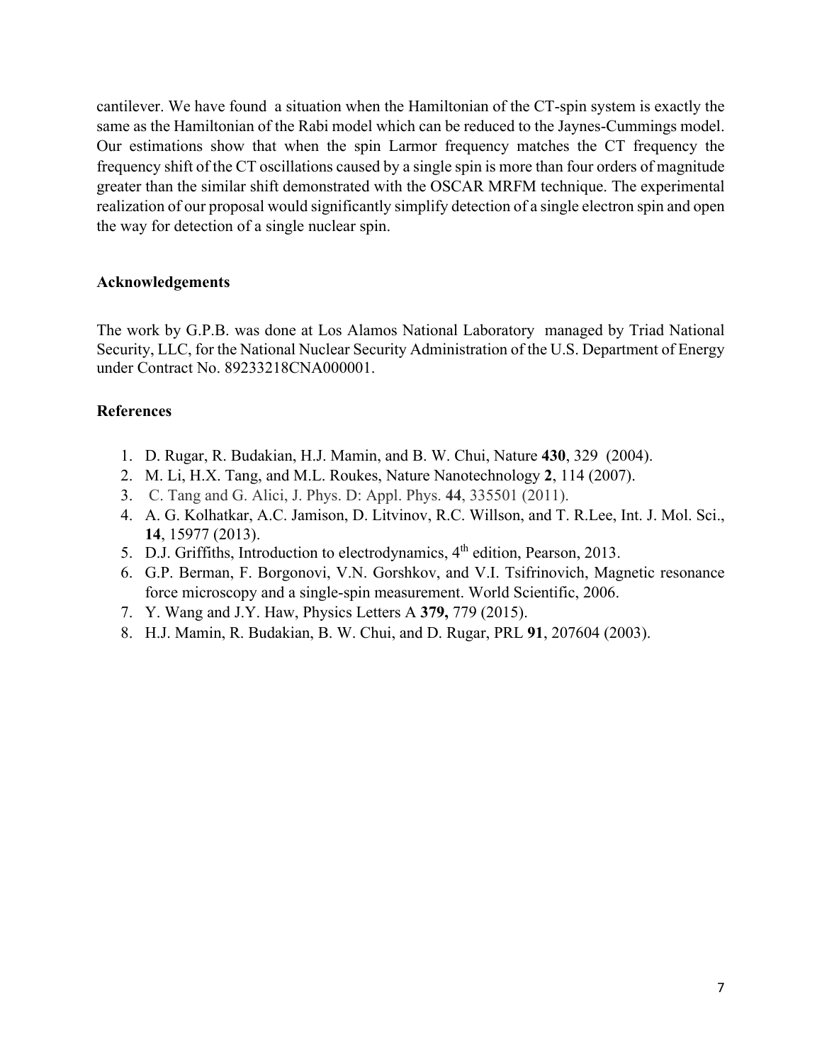cantilever. We have found a situation when the Hamiltonian of the CT-spin system is exactly the same as the Hamiltonian of the Rabi model which can be reduced to the Jaynes-Cummings model. Our estimations show that when the spin Larmor frequency matches the CT frequency the frequency shift of the CT oscillations caused by a single spin is more than four orders of magnitude greater than the similar shift demonstrated with the OSCAR MRFM technique. The experimental realization of our proposal would significantly simplify detection of a single electron spin and open the way for detection of a single nuclear spin.

## Acknowledgements

The work by G.P.B. was done at Los Alamos National Laboratory managed by Triad National Security, LLC, for the National Nuclear Security Administration of the U.S. Department of Energy under Contract No. 89233218CNA000001.

## References

1. D. Rugar, R. Budakian, H.J. Mamin, and B. W. Chui, Nature **430**, 329 (2004).
2. M. Li, H.X. Tang, and M.L. Roukes, Nature Nanotechnology **2**, 114 (2007).
3. C. Tang and G. Alici, J. Phys. D: Appl. Phys. **44**, 335501 (2011).
4. A. G. Kolhatkar, A.C. Jamison, D. Litvinov, R.C. Willson, and T. R.Lee, Int. J. Mol. Sci., **14**, 15977 (2013).
5. D.J. Griffiths, Introduction to electrodynamics, 4th edition, Pearson, 2013.
6. G.P. Berman, F. Borgonovi, V.N. Gorshkov, and V.I. Tsifrinovich, Magnetic resonance force microscopy and a single-spin measurement. World Scientific, 2006.
7. Y. Wang and J.Y. Haw, Physics Letters A **379,** 779 (2015).
8. H.J. Mamin, R. Budakian, B. W. Chui, and D. Rugar, PRL **91**, 207604 (2003).